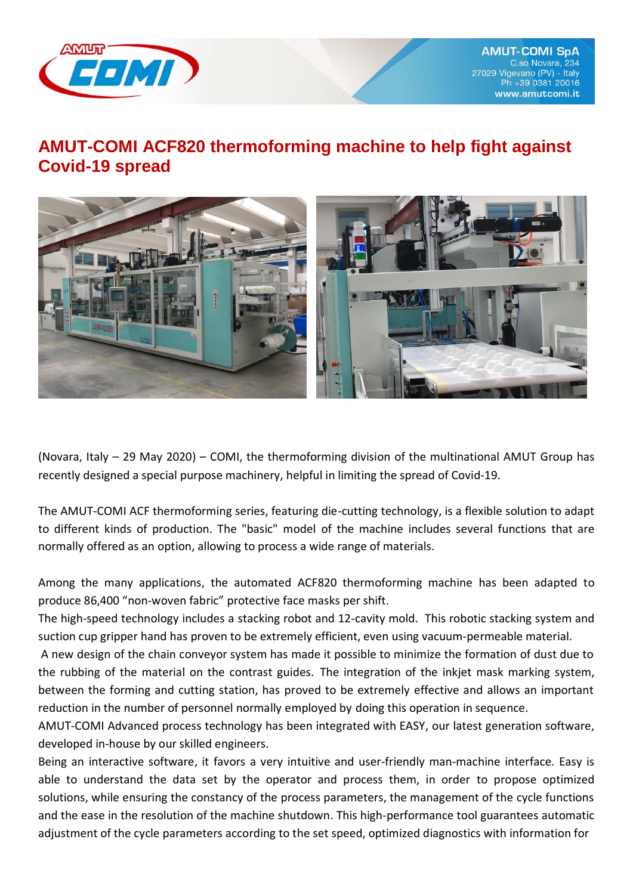# AMUT-COMI ACF820 thermoforming machine to help fight against Covid-19 spread

(Novara, Italy – 29 May 2020) – COMI, the thermoforming division of the multinational AMUT Group has recently designed a special purpose machinery, helpful in limiting the spread of Covid-19.

The AMUT-COMI ACF thermoforming series, featuring die-cutting technology, is a flexible solution to adapt to different kinds of production. The "basic" model of the machine includes several functions that are normally offered as an option, allowing to process a wide range of materials.

Among the many applications, the automated ACF820 thermoforming machine has been adapted to produce 86,400 “non-woven fabric” protective face masks per shift.
The high-speed technology includes a stacking robot and 12-cavity mold. This robotic stacking system and suction cup gripper hand has proven to be extremely efficient, even using vacuum-permeable material.
A new design of the chain conveyor system has made it possible to minimize the formation of dust due to the rubbing of the material on the contrast guides. The integration of the inkjet mask marking system, between the forming and cutting station, has proved to be extremely effective and allows an important reduction in the number of personnel normally employed by doing this operation in sequence.
AMUT-COMI Advanced process technology has been integrated with EASY, our latest generation software, developed in-house by our skilled engineers.
Being an interactive software, it favors a very intuitive and user-friendly man-machine interface. Easy is able to understand the data set by the operator and process them, in order to propose optimized solutions, while ensuring the constancy of the process parameters, the management of the cycle functions and the ease in the resolution of the machine shutdown. This high-performance tool guarantees automatic adjustment of the cycle parameters according to the set speed, optimized diagnostics with information for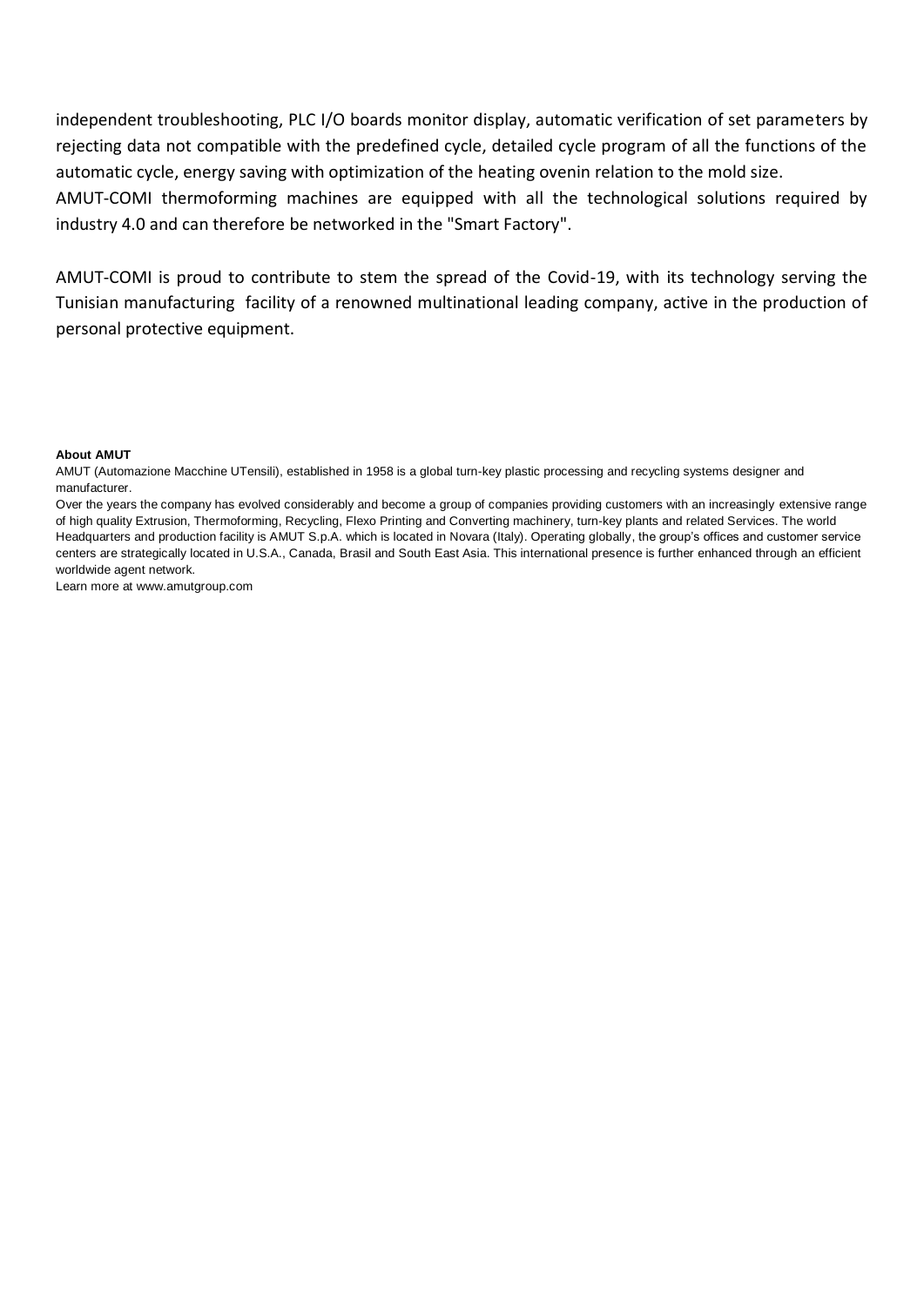independent troubleshooting, PLC I/O boards monitor display, automatic verification of set parameters by rejecting data not compatible with the predefined cycle, detailed cycle program of all the functions of the automatic cycle, energy saving with optimization of the heating ovenin relation to the mold size.
AMUT-COMI thermoforming machines are equipped with all the technological solutions required by industry 4.0 and can therefore be networked in the "Smart Factory".

AMUT-COMI is proud to contribute to stem the spread of the Covid-19, with its technology serving the Tunisian manufacturing facility of a renowned multinational leading company, active in the production of personal protective equipment.

**About AMUT**

AMUT (Automazione Macchine UTensili), established in 1958 is a global turn-key plastic processing and recycling systems designer and manufacturer.
Over the years the company has evolved considerably and become a group of companies providing customers with an increasingly extensive range of high quality Extrusion, Thermoforming, Recycling, Flexo Printing and Converting machinery, turn-key plants and related Services. The world Headquarters and production facility is AMUT S.p.A. which is located in Novara (Italy). Operating globally, the group's offices and customer service centers are strategically located in U.S.A., Canada, Brasil and South East Asia. This international presence is further enhanced through an efficient worldwide agent network.
Learn more at www.amutgroup.com